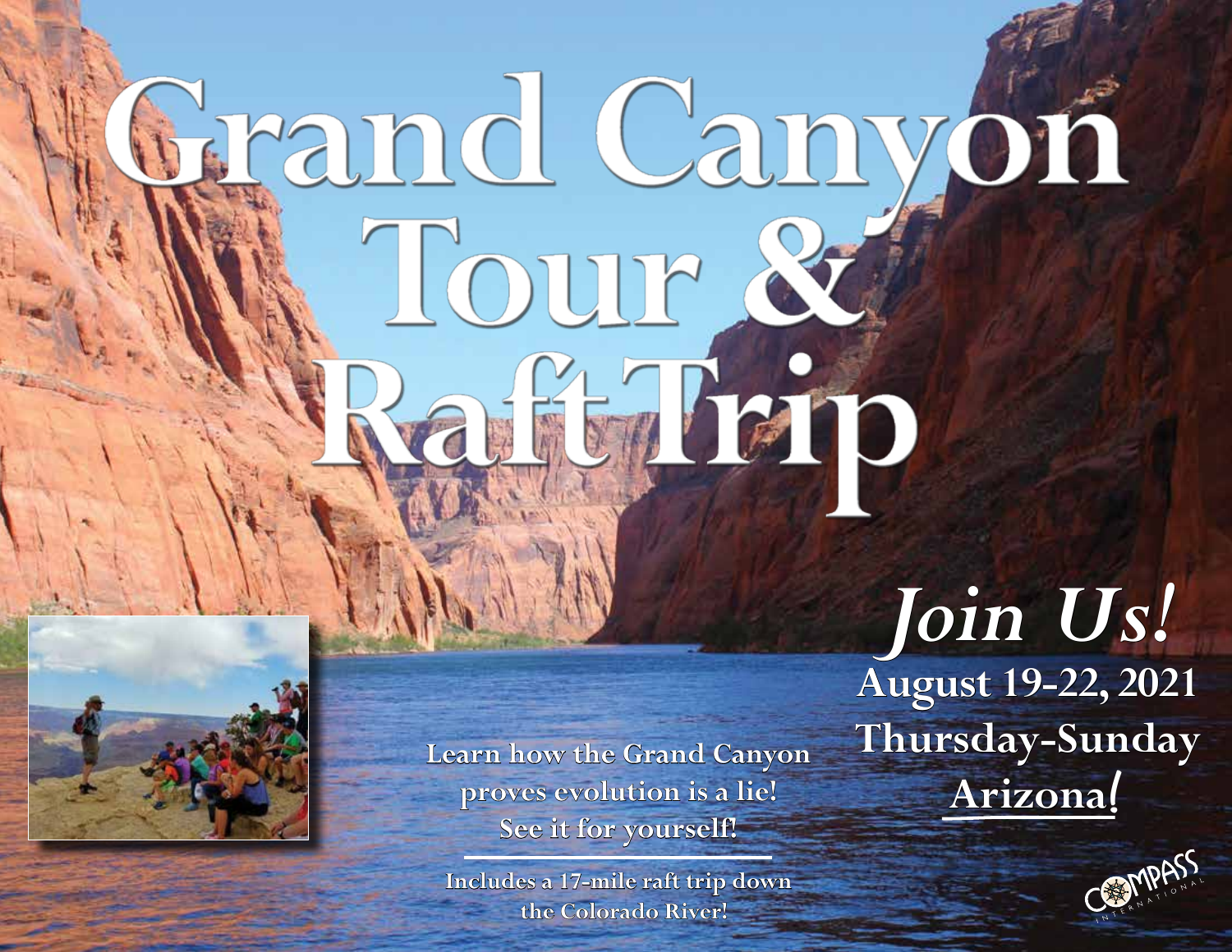# Grand Canyon Tour & Raft Trip

**Learn how the Grand Canyon proves evolution is a lie! See it for yourself!**

**Includes a 17-mile raft trip down the Colorado River!**

## *Join Us!*

**August 19-22, 2021**

**Thursday-Sunday**

**Arizona!**

COMPASS INTERNATIONAL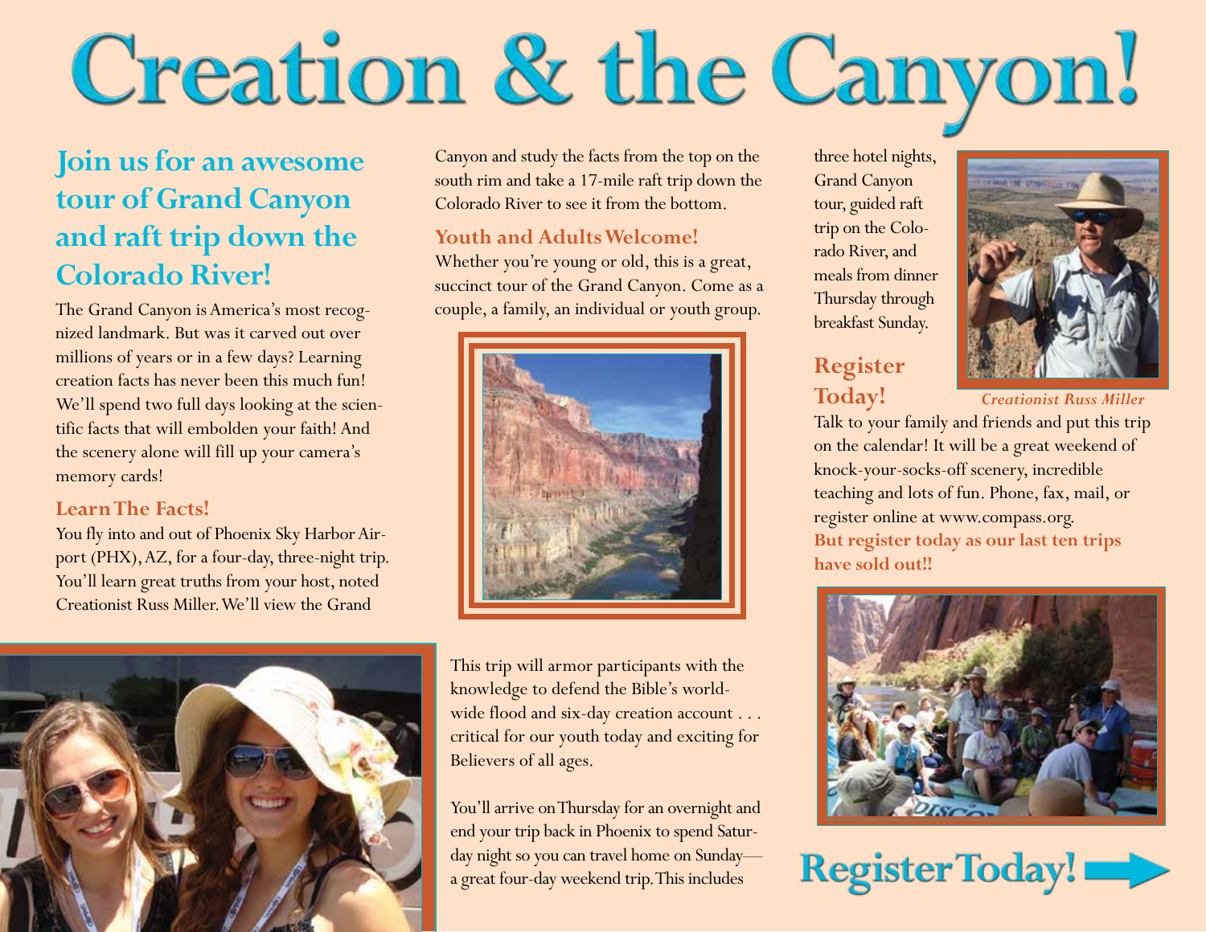# Creation & the Canyon!

## Join us for an awesome tour of Grand Canyon and raft trip down the Colorado River!

The Grand Canyon is America's most recognized landmark. But was it carved out over millions of years or in a few days? Learning creation facts has never been this much fun! We'll spend two full days looking at the scientific facts that will embolden your faith! And the scenery alone will fill up your camera's memory cards!

### Learn The Facts!

You fly into and out of Phoenix Sky Harbor Airport (PHX), AZ, for a four-day, three-night trip. You'll learn great truths from your host, noted Creationist Russ Miller. We'll view the Grand Canyon and study the facts from the top on the south rim and take a 17-mile raft trip down the Colorado River to see it from the bottom.

### Youth and Adults Welcome!

Whether you're young or old, this is a great, succinct tour of the Grand Canyon. Come as a couple, a family, an individual or youth group.

This trip will armor participants with the knowledge to defend the Bible's worldwide flood and six-day creation account . . . critical for our youth today and exciting for Believers of all ages.

You'll arrive on Thursday for an overnight and end your trip back in Phoenix to spend Saturday night so you can travel home on Sunday—a great four-day weekend trip. This includes three hotel nights, Grand Canyon tour, guided raft trip on the Colorado River, and meals from dinner Thursday through breakfast Sunday.

*Creationist Russ Miller*

### Register Today!

Talk to your family and friends and put this trip on the calendar! It will be a great weekend of knock-your-socks-off scenery, incredible teaching and lots of fun. Phone, fax, mail, or register online at www.compass.org.

**But register today as our last ten trips have sold out!!**

## Register Today!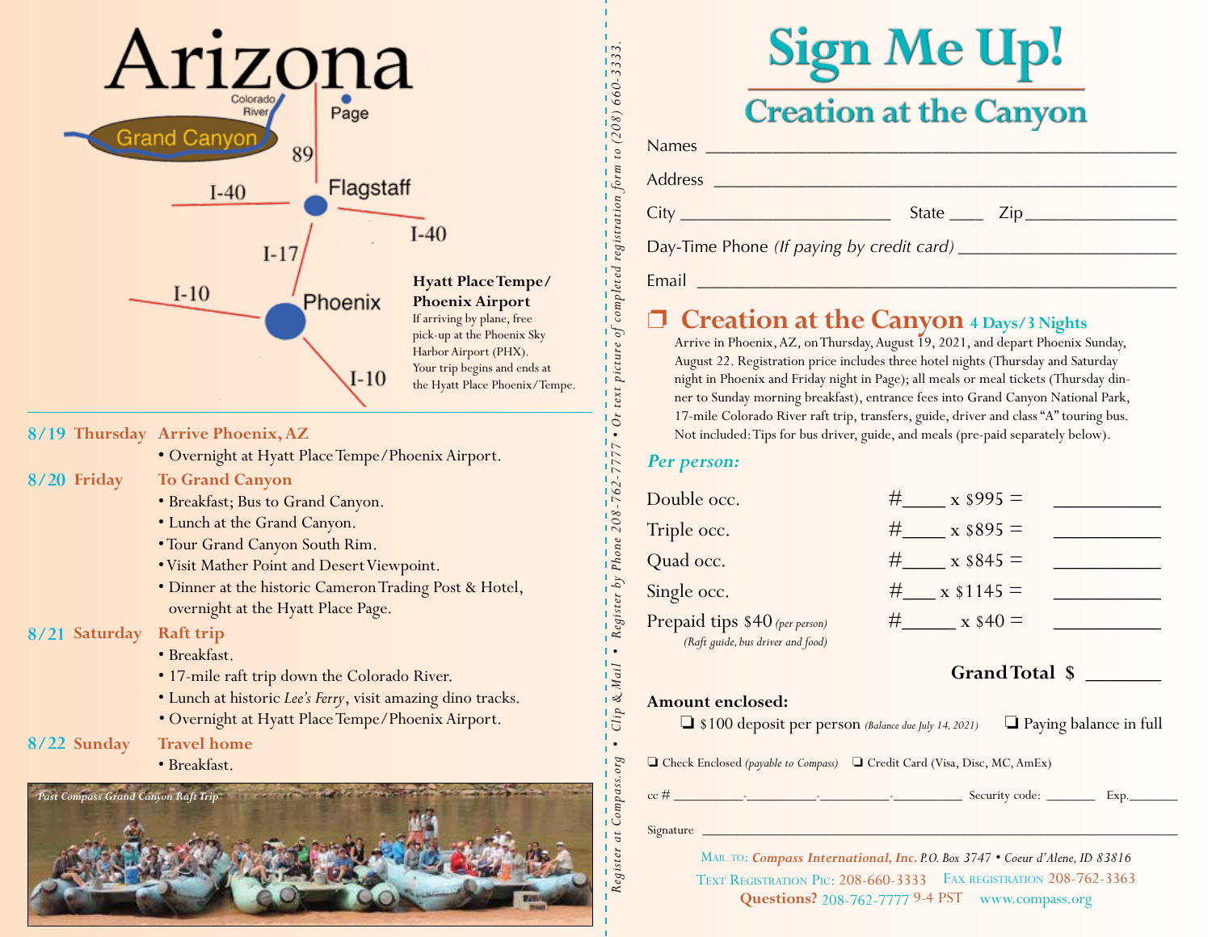# Arizona

Colorado River

Grand Canyon

Page

89

Flagstaff

I-40

I-40

I-17

I-10

Phoenix

I-10

**Hyatt Place Tempe/ Phoenix Airport**
If arriving by plane, free pick-up at the Phoenix Sky Harbor Airport (PHX). Your trip begins and ends at the Hyatt Place Phoenix/Tempe.

**8/19 Thursday** — **Arrive Phoenix, AZ**
- Overnight at Hyatt Place Tempe/Phoenix Airport.

**8/20 Friday** — **To Grand Canyon**
- Breakfast; Bus to Grand Canyon.
- Lunch at the Grand Canyon.
- Tour Grand Canyon South Rim.
- Visit Mather Point and Desert Viewpoint.
- Dinner at the historic Cameron Trading Post & Hotel, overnight at the Hyatt Place Page.

**8/21 Saturday** — **Raft trip**
- Breakfast.
- 17-mile raft trip down the Colorado River.
- Lunch at historic *Lee's Ferry*, visit amazing dino tracks.
- Overnight at Hyatt Place Tempe/Phoenix Airport.

**8/22 Sunday** — **Travel home**
- Breakfast.

*Past Compass Grand Canyon Raft Trip*

*Register at Compass.org • Clip & Mail • Register by Phone 208-762-7777 • Or text picture of completed registration form to (208) 660-3333.*

# Sign Me Up!

## Creation at the Canyon

Names ______________________________

Address ______________________________

City ______________ State ____ Zip ____________

Day-Time Phone *(If paying by credit card)* ______________

Email ______________________________

## ❒ Creation at the Canyon 4 Days/3 Nights

Arrive in Phoenix, AZ, on Thursday, August 19, 2021, and depart Phoenix Sunday, August 22. Registration price includes three hotel nights (Thursday and Saturday night in Phoenix and Friday night in Page); all meals or meal tickets (Thursday dinner to Sunday morning breakfast), entrance fees into Grand Canyon National Park, 17-mile Colorado River raft trip, transfers, guide, driver and class "A" touring bus. Not included: Tips for bus driver, guide, and meals (pre-paid separately below).

*Per person:*

| | | |
|---|---|---|
| Double occ. | #____ x $995 = | ________ |
| Triple occ. | #____ x $895 = | ________ |
| Quad occ. | #____ x $845 = | ________ |
| Single occ. | #___ x $1145 = | ________ |
| Prepaid tips $40 *(per person)* *(Raft guide, bus driver and food)* | #_____ x $40 = | ________ |

**Grand Total $** _______

**Amount enclosed:**

❏ $100 deposit per person *(Balance due July 14, 2021)* ❏ Paying balance in full

❏ Check Enclosed *(payable to Compass)* ❏ Credit Card (Visa, Disc, MC, AmEx)

cc # ________-________-________-________ Security code: ______ Exp.______

Signature ______________________________

MAIL TO: ***Compass International, Inc.*** *P.O. Box 3747 • Coeur d'Alene, ID 83816*

TEXT REGISTRATION PIC: 208-660-3333 FAX REGISTRATION 208-762-3363

**Questions?** 208-762-7777 9-4 PST www.compass.org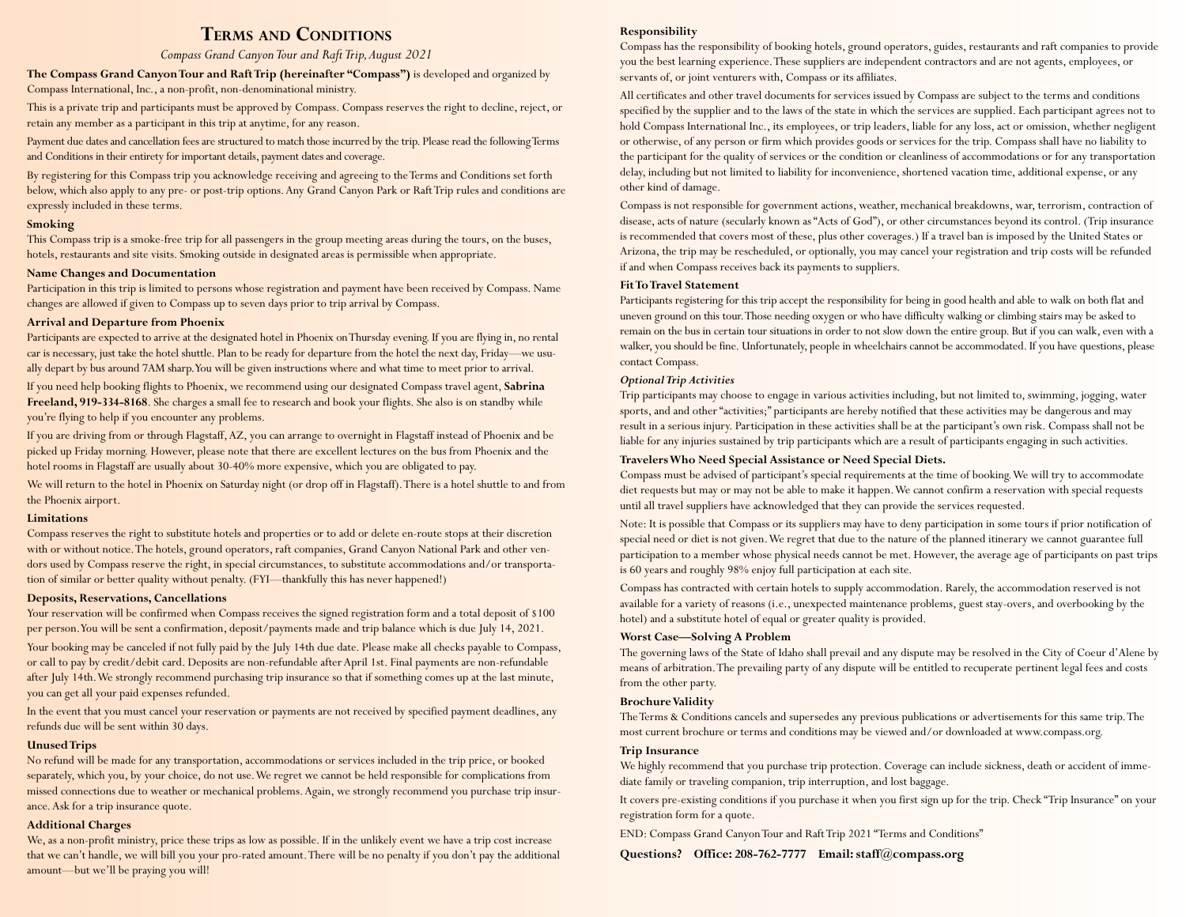# Terms and Conditions

*Compass Grand Canyon Tour and Raft Trip, August 2021*

**The Compass Grand Canyon Tour and Raft Trip (hereinafter "Compass")** is developed and organized by Compass International, Inc., a non-profit, non-denominational ministry.

This is a private trip and participants must be approved by Compass. Compass reserves the right to decline, reject, or retain any member as a participant in this trip at anytime, for any reason.

Payment due dates and cancellation fees are structured to match those incurred by the trip. Please read the following Terms and Conditions in their entirety for important details, payment dates and coverage.

By registering for this Compass trip you acknowledge receiving and agreeing to the Terms and Conditions set forth below, which also apply to any pre- or post-trip options. Any Grand Canyon Park or Raft Trip rules and conditions are expressly included in these terms.

### Smoking

This Compass trip is a smoke-free trip for all passengers in the group meeting areas during the tours, on the buses, hotels, restaurants and site visits. Smoking outside in designated areas is permissible when appropriate.

### Name Changes and Documentation

Participation in this trip is limited to persons whose registration and payment have been received by Compass. Name changes are allowed if given to Compass up to seven days prior to trip arrival by Compass.

### Arrival and Departure from Phoenix

Participants are expected to arrive at the designated hotel in Phoenix on Thursday evening. If you are flying in, no rental car is necessary, just take the hotel shuttle. Plan to be ready for departure from the hotel the next day, Friday—we usually depart by bus around 7AM sharp. You will be given instructions where and what time to meet prior to arrival.

If you need help booking flights to Phoenix, we recommend using our designated Compass travel agent, **Sabrina Freeland, 919-334-8168**. She charges a small fee to research and book your flights. She also is on standby while you're flying to help if you encounter any problems.

If you are driving from or through Flagstaff, AZ, you can arrange to overnight in Flagstaff instead of Phoenix and be picked up Friday morning. However, please note that there are excellent lectures on the bus from Phoenix and the hotel rooms in Flagstaff are usually about 30-40% more expensive, which you are obligated to pay.

We will return to the hotel in Phoenix on Saturday night (or drop off in Flagstaff). There is a hotel shuttle to and from the Phoenix airport.

### Limitations

Compass reserves the right to substitute hotels and properties or to add or delete en-route stops at their discretion with or without notice. The hotels, ground operators, raft companies, Grand Canyon National Park and other vendors used by Compass reserve the right, in special circumstances, to substitute accommodations and/or transportation of similar or better quality without penalty. (FYI—thankfully this has never happened!)

### Deposits, Reservations, Cancellations

Your reservation will be confirmed when Compass receives the signed registration form and a total deposit of $100 per person. You will be sent a confirmation, deposit/payments made and trip balance which is due July 14, 2021.

Your booking may be canceled if not fully paid by the July 14th due date. Please make all checks payable to Compass, or call to pay by credit/debit card. Deposits are non-refundable after April 1st. Final payments are non-refundable after July 14th. We strongly recommend purchasing trip insurance so that if something comes up at the last minute, you can get all your paid expenses refunded.

In the event that you must cancel your reservation or payments are not received by specified payment deadlines, any refunds due will be sent within 30 days.

### Unused Trips

No refund will be made for any transportation, accommodations or services included in the trip price, or booked separately, which you, by your choice, do not use. We regret we cannot be held responsible for complications from missed connections due to weather or mechanical problems. Again, we strongly recommend you purchase trip insurance. Ask for a trip insurance quote.

### Additional Charges

We, as a non-profit ministry, price these trips as low as possible. If in the unlikely event we have a trip cost increase that we can't handle, we will bill you your pro-rated amount. There will be no penalty if you don't pay the additional amount—but we'll be praying you will!

### Responsibility

Compass has the responsibility of booking hotels, ground operators, guides, restaurants and raft companies to provide you the best learning experience. These suppliers are independent contractors and are not agents, employees, or servants of, or joint venturers with, Compass or its affiliates.

All certificates and other travel documents for services issued by Compass are subject to the terms and conditions specified by the supplier and to the laws of the state in which the services are supplied. Each participant agrees not to hold Compass International Inc., its employees, or trip leaders, liable for any loss, act or omission, whether negligent or otherwise, of any person or firm which provides goods or services for the trip. Compass shall have no liability to the participant for the quality of services or the condition or cleanliness of accommodations or for any transportation delay, including but not limited to liability for inconvenience, shortened vacation time, additional expense, or any other kind of damage.

Compass is not responsible for government actions, weather, mechanical breakdowns, war, terrorism, contraction of disease, acts of nature (secularly known as "Acts of God"), or other circumstances beyond its control. (Trip insurance is recommended that covers most of these, plus other coverages.) If a travel ban is imposed by the United States or Arizona, the trip may be rescheduled, or optionally, you may cancel your registration and trip costs will be refunded if and when Compass receives back its payments to suppliers.

### Fit To Travel Statement

Participants registering for this trip accept the responsibility for being in good health and able to walk on both flat and uneven ground on this tour. Those needing oxygen or who have difficulty walking or climbing stairs may be asked to remain on the bus in certain tour situations in order to not slow down the entire group. But if you can walk, even with a walker, you should be fine. Unfortunately, people in wheelchairs cannot be accommodated. If you have questions, please contact Compass.

***Optional Trip Activities***

Trip participants may choose to engage in various activities including, but not limited to, swimming, jogging, water sports, and and other "activities;" participants are hereby notified that these activities may be dangerous and may result in a serious injury. Participation in these activities shall be at the participant's own risk. Compass shall not be liable for any injuries sustained by trip participants which are a result of participants engaging in such activities.

### Travelers Who Need Special Assistance or Need Special Diets.

Compass must be advised of participant's special requirements at the time of booking. We will try to accommodate diet requests but may or may not be able to make it happen. We cannot confirm a reservation with special requests until all travel suppliers have acknowledged that they can provide the services requested.

Note: It is possible that Compass or its suppliers may have to deny participation in some tours if prior notification of special need or diet is not given. We regret that due to the nature of the planned itinerary we cannot guarantee full participation to a member whose physical needs cannot be met. However, the average age of participants on past trips is 60 years and roughly 98% enjoy full participation at each site.

Compass has contracted with certain hotels to supply accommodation. Rarely, the accommodation reserved is not available for a variety of reasons (i.e., unexpected maintenance problems, guest stay-overs, and overbooking by the hotel) and a substitute hotel of equal or greater quality is provided.

### Worst Case—Solving A Problem

The governing laws of the State of Idaho shall prevail and any dispute may be resolved in the City of Coeur d'Alene by means of arbitration. The prevailing party of any dispute will be entitled to recuperate pertinent legal fees and costs from the other party.

### Brochure Validity

The Terms & Conditions cancels and supersedes any previous publications or advertisements for this same trip. The most current brochure or terms and conditions may be viewed and/or downloaded at www.compass.org.

### Trip Insurance

We highly recommend that you purchase trip protection. Coverage can include sickness, death or accident of immediate family or traveling companion, trip interruption, and lost baggage.

It covers pre-existing conditions if you purchase it when you first sign up for the trip. Check "Trip Insurance" on your registration form for a quote.

END: Compass Grand Canyon Tour and Raft Trip 2021 "Terms and Conditions"

**Questions? Office: 208-762-7777 Email: staff@compass.org**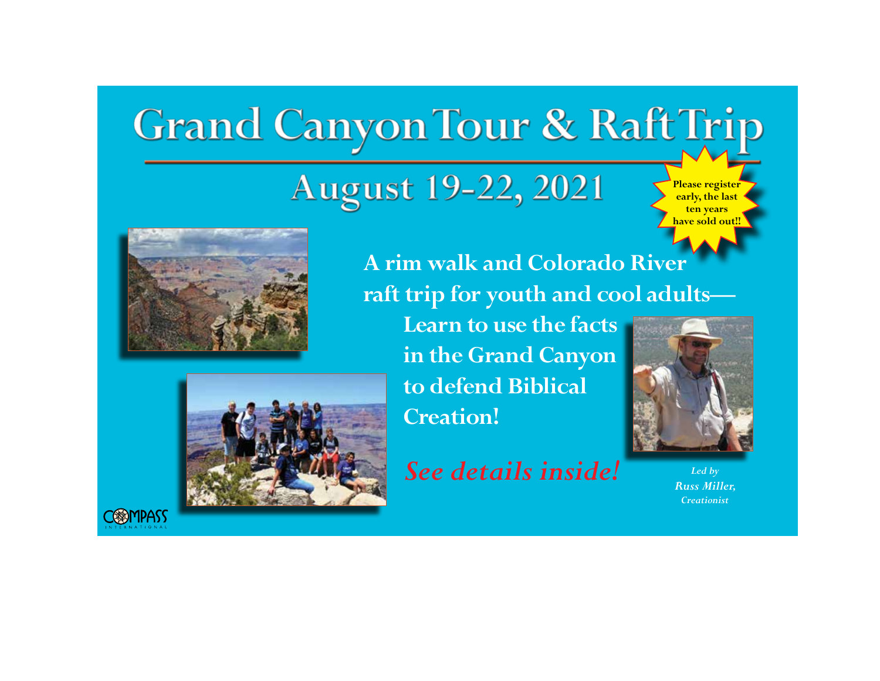# Grand Canyon Tour & Raft Trip

## August 19-22, 2021

**Please register early, the last ten years have sold out!!**

**A rim walk and Colorado River raft trip for youth and cool adults—**

**Learn to use the facts in the Grand Canyon to defend Biblical Creation!**

***See details inside!***

*Led by*
***Russ Miller,***
*Creationist*

COMPASS INTERNATIONAL